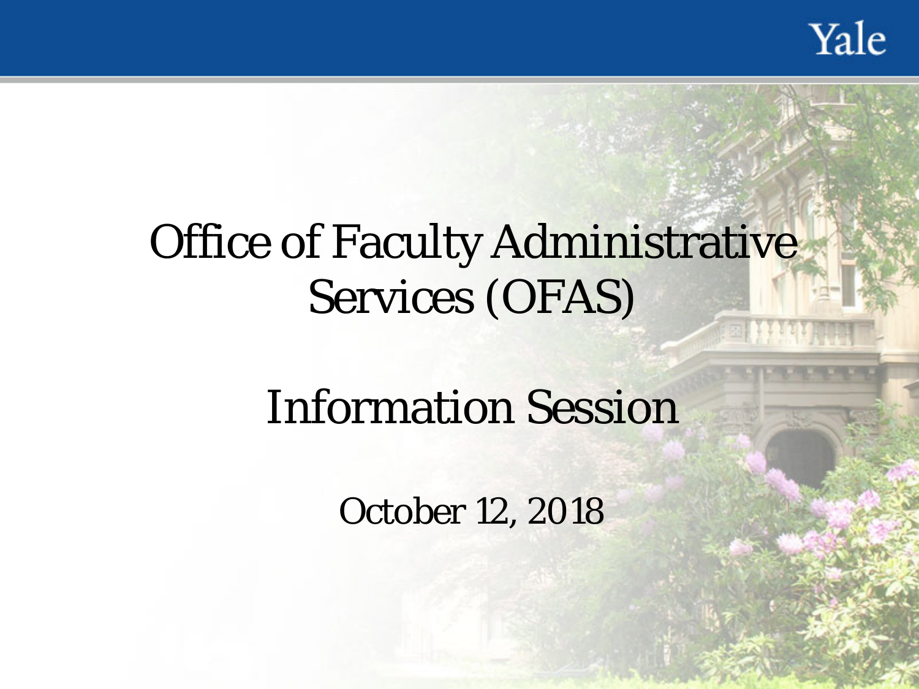# Office of Faculty Administrative Services (OFAS)

## Information Session

October 12, 2018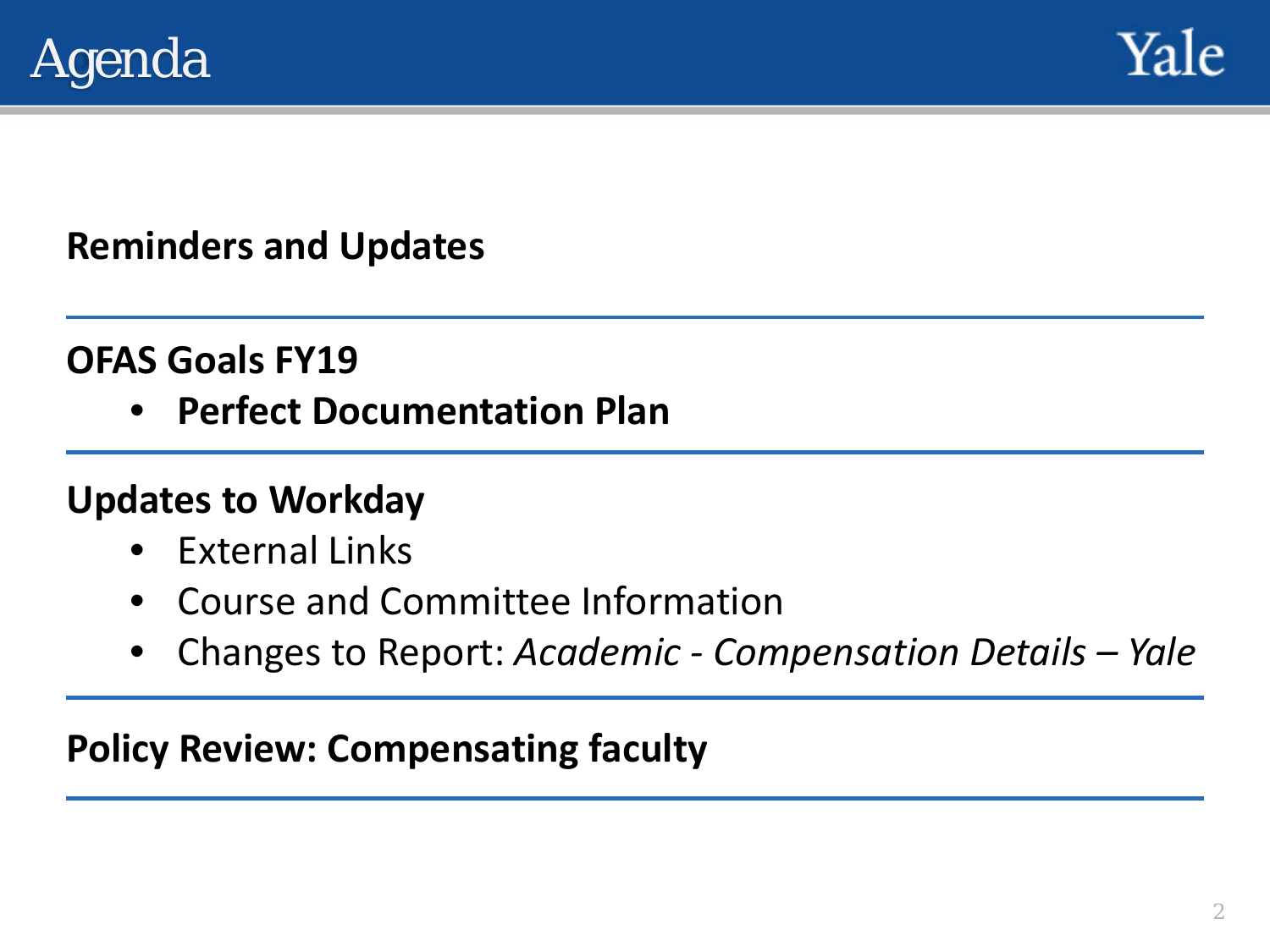# Agenda

**Reminders and Updates**

---

**OFAS Goals FY19**

- **Perfect Documentation Plan**

---

**Updates to Workday**

- External Links
- Course and Committee Information
- Changes to Report: *Academic - Compensation Details – Yale*

---

**Policy Review: Compensating faculty**

---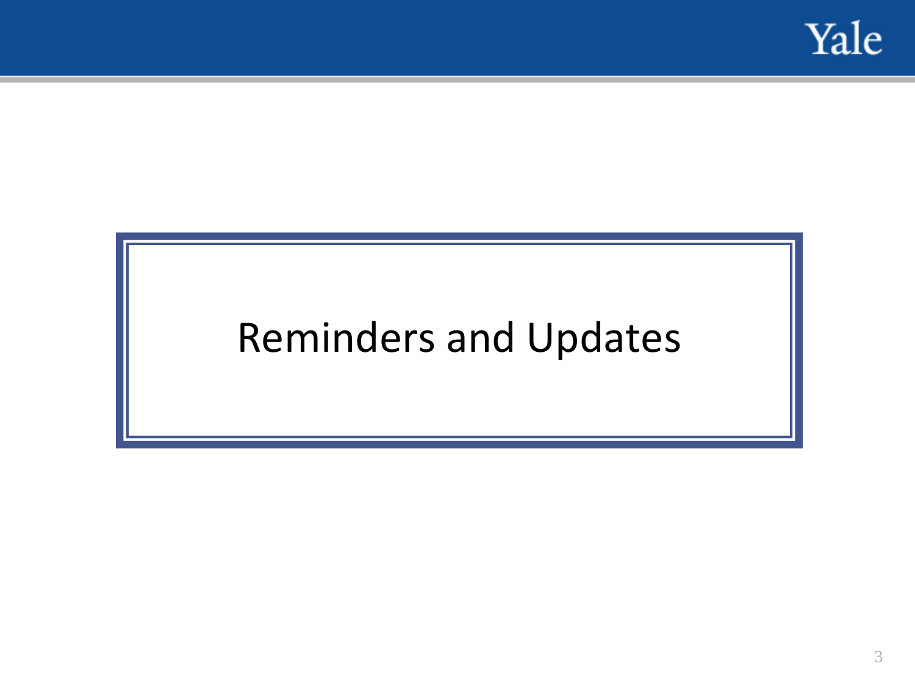# Reminders and Updates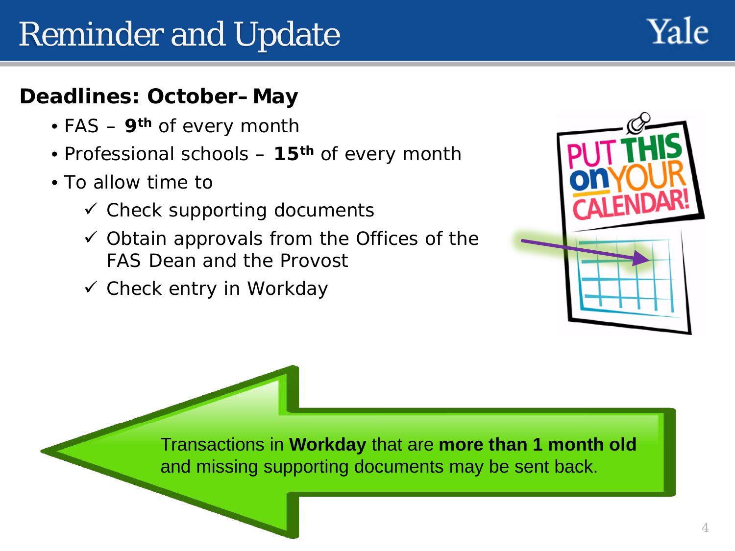# Reminder and Update

**Deadlines: October– May**

- FAS – **9th** of every month
- Professional schools – **15th** of every month
- To allow time to
  - ✓ Check supporting documents
  - ✓ Obtain approvals from the Offices of the FAS Dean and the Provost
  - ✓ Check entry in Workday

Transactions in **Workday** that are **more than 1 month old** and missing supporting documents may be sent back.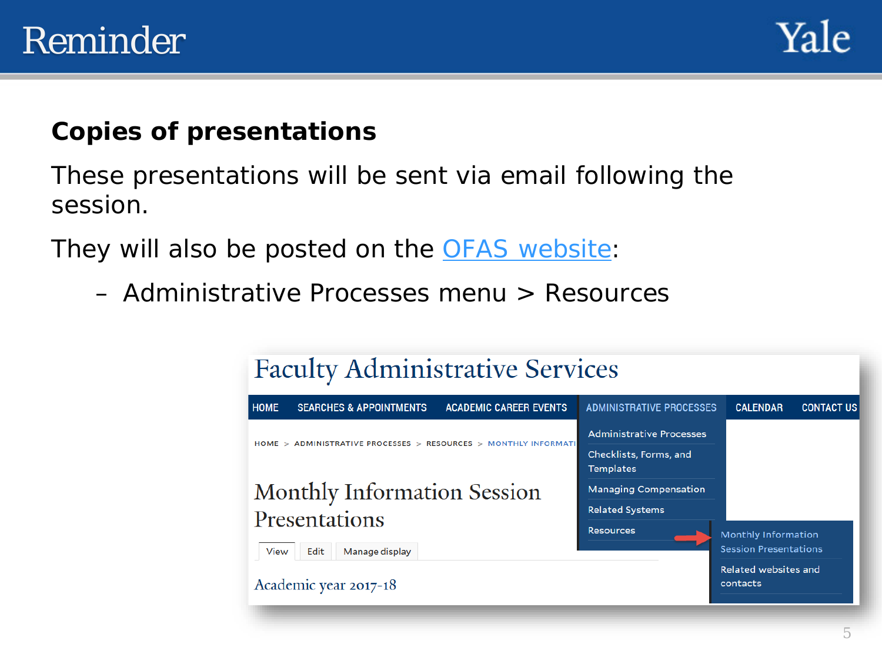# Reminder

**Copies of presentations**

These presentations will be sent via email following the session.

They will also be posted on the OFAS website:

- Administrative Processes menu > Resources

Faculty Administrative Services

HOME | SEARCHES & APPOINTMENTS | ACADEMIC CAREER EVENTS | ADMINISTRATIVE PROCESSES | CALENDAR | CONTACT US

HOME > ADMINISTRATIVE PROCESSES > RESOURCES > MONTHLY INFORMATI

Administrative Processes
Checklists, Forms, and Templates
Managing Compensation
Related Systems
Resources

Monthly Information Session Presentations
Related websites and contacts

Monthly Information Session Presentations

View | Edit | Manage display

Academic year 2017-18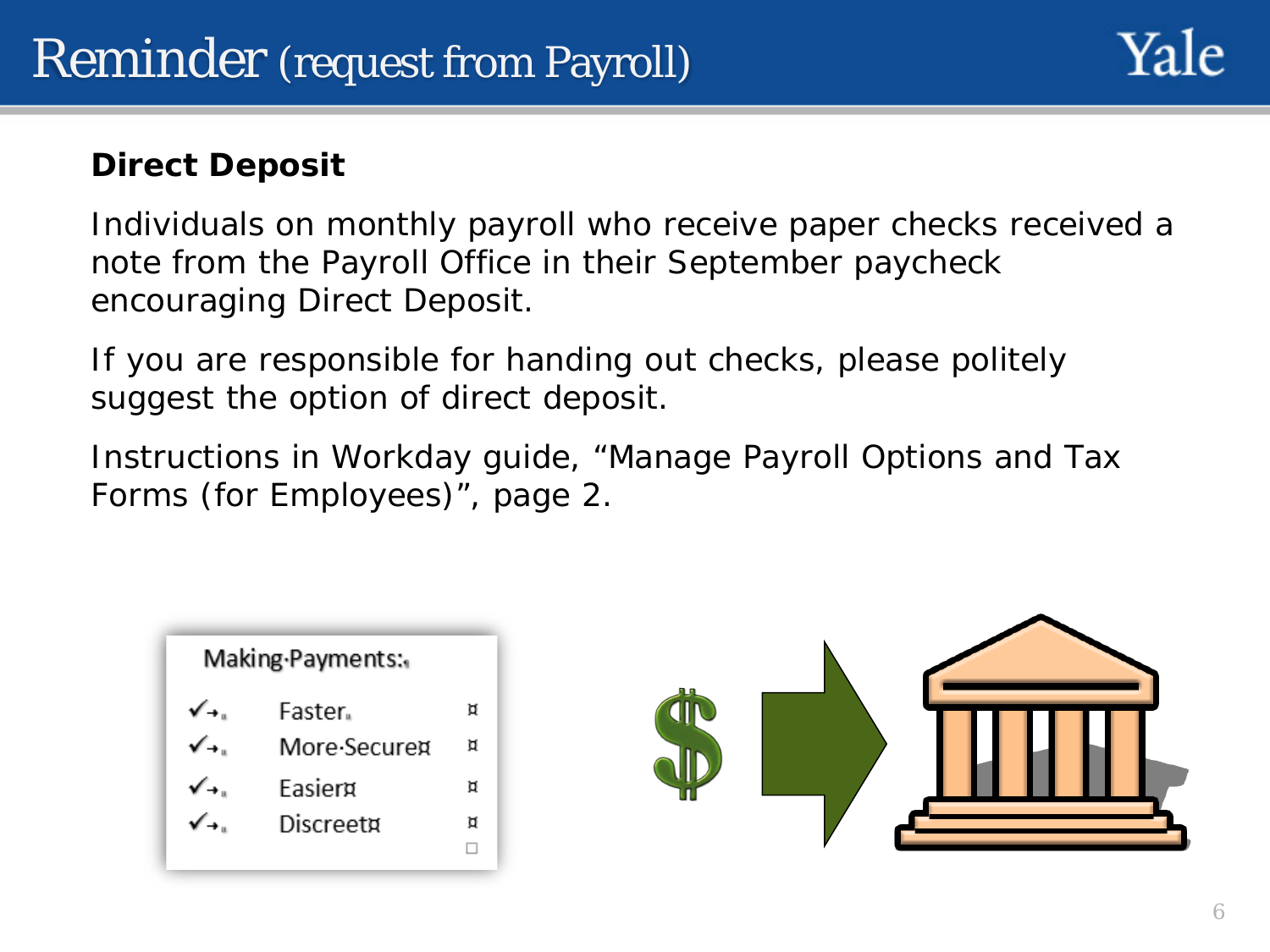# Reminder (request from Payroll)

**Direct Deposit**

Individuals on monthly payroll who receive paper checks received a note from the Payroll Office in their September paycheck encouraging Direct Deposit.

If you are responsible for handing out checks, please politely suggest the option of direct deposit.

Instructions in Workday guide, “Manage Payroll Options and Tax Forms (for Employees)”, page 2.

Making Payments:

- ✓ Faster
- ✓ More Secure
- ✓ Easier
- ✓ Discreet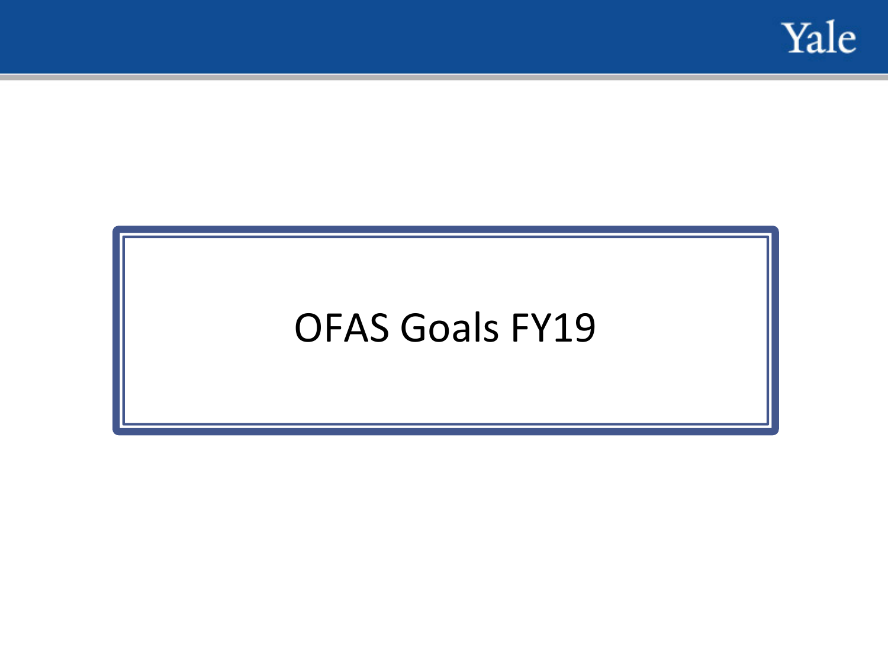# OFAS Goals FY19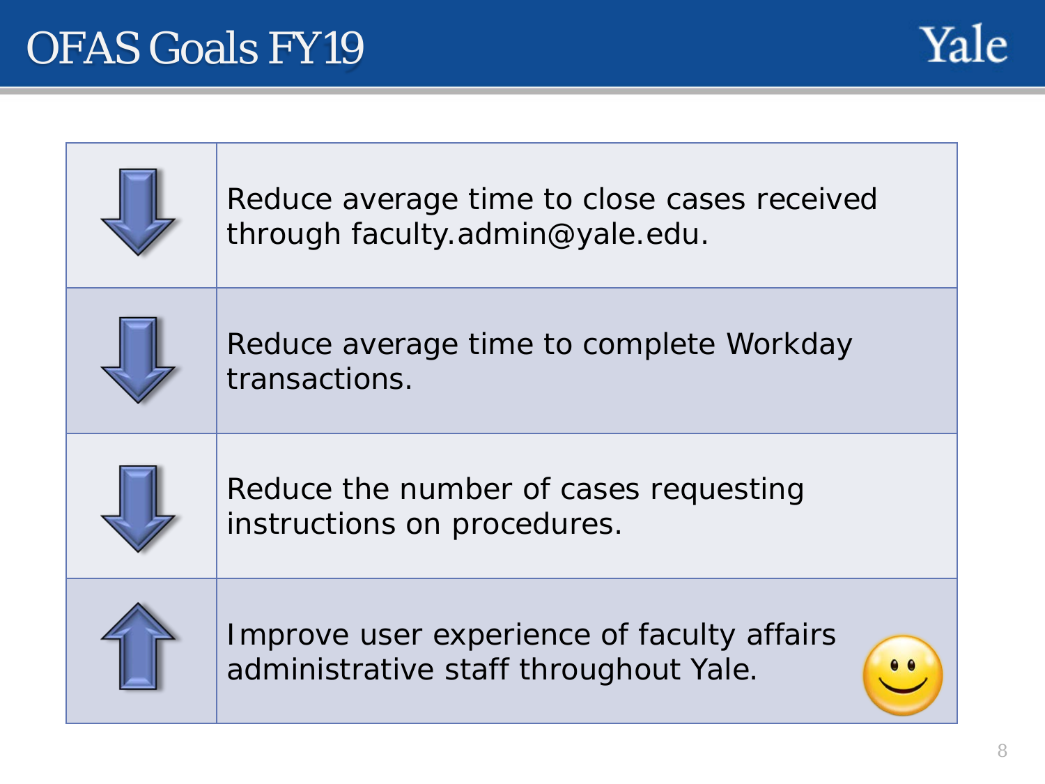# OFAS Goals FY19

| Direction | Goal |
| --- | --- |
| ↓ | Reduce average time to close cases received through faculty.admin@yale.edu. |
| ↓ | Reduce average time to complete Workday transactions. |
| ↓ | Reduce the number of cases requesting instructions on procedures. |
| ↑ | Improve user experience of faculty affairs administrative staff throughout Yale. |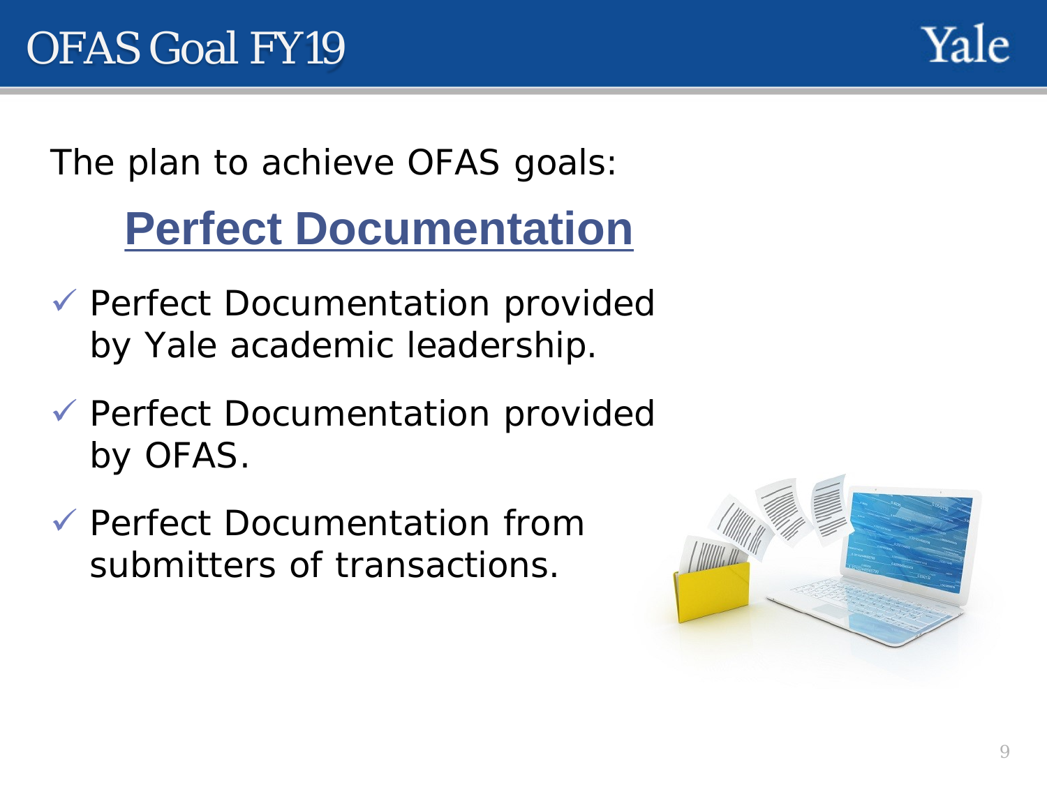# OFAS Goal FY19

The plan to achieve OFAS goals:

## Perfect Documentation

- ✓ Perfect Documentation provided by Yale academic leadership.
- ✓ Perfect Documentation provided by OFAS.
- ✓ Perfect Documentation from submitters of transactions.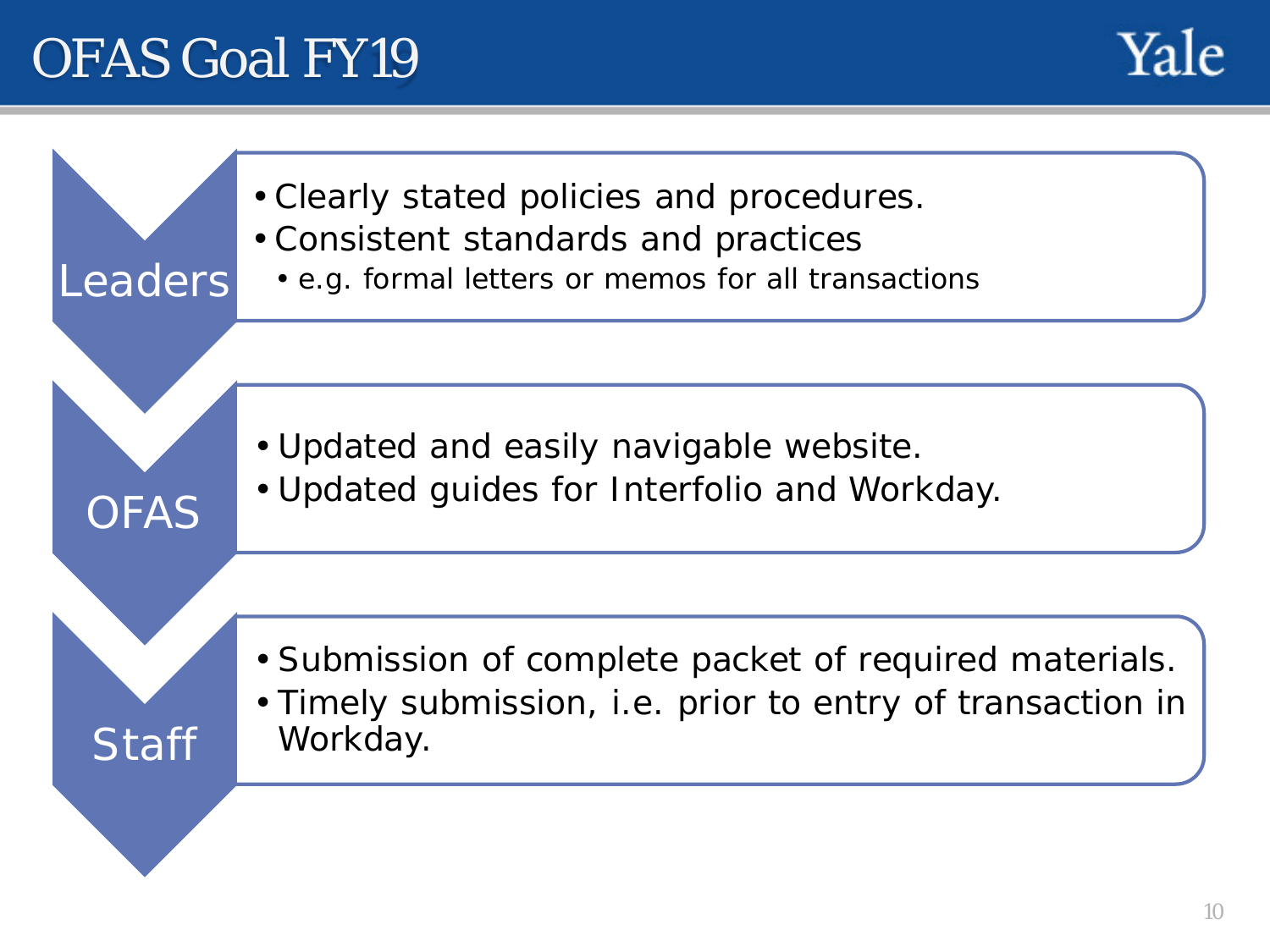# OFAS Goal FY19

## Leaders

- Clearly stated policies and procedures.
- Consistent standards and practices
  - e.g. formal letters or memos for all transactions

## OFAS

- Updated and easily navigable website.
- Updated guides for Interfolio and Workday.

## Staff

- Submission of complete packet of required materials.
- Timely submission, i.e. prior to entry of transaction in Workday.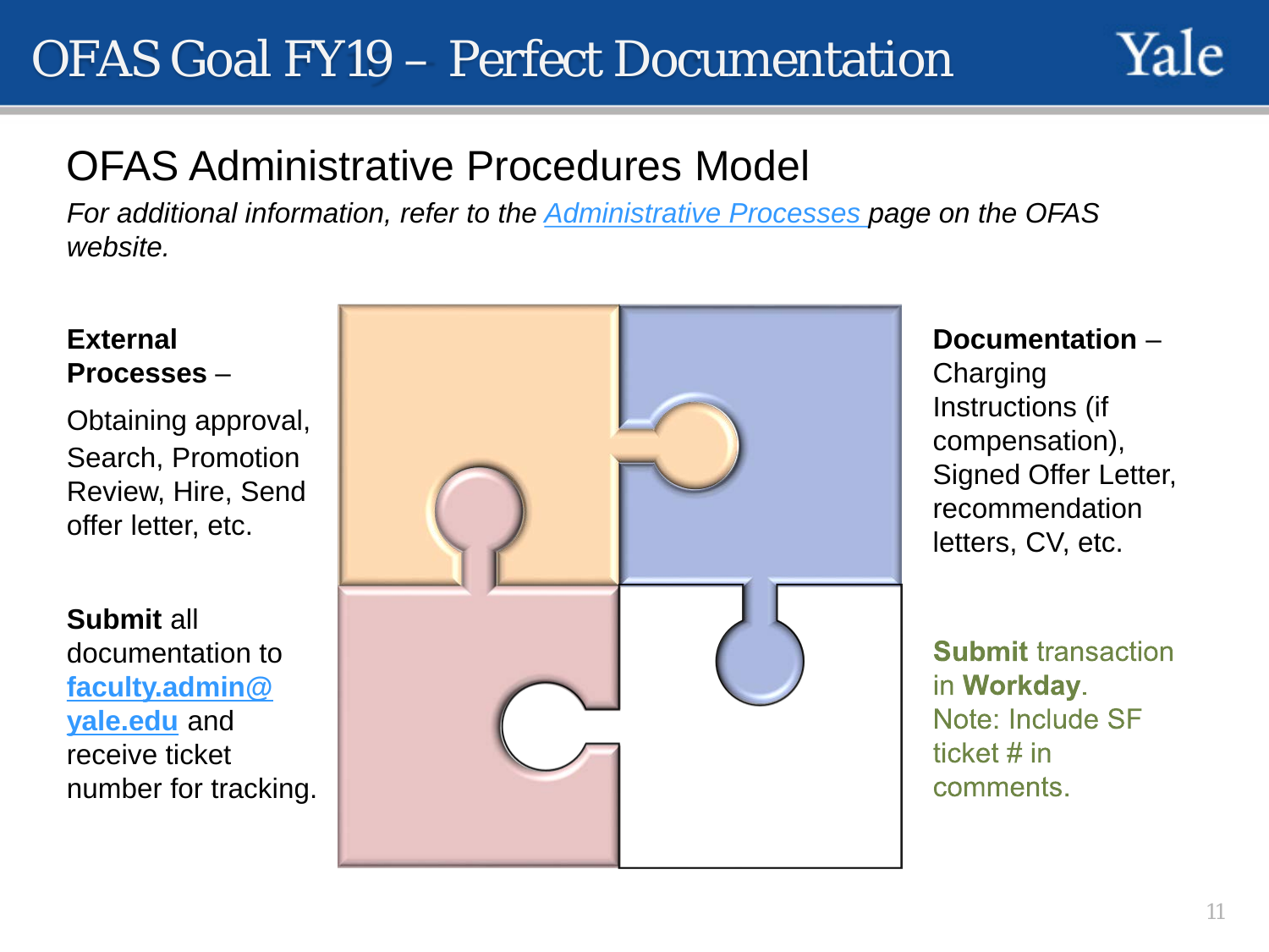# OFAS Goal FY19 – Perfect Documentation

## OFAS Administrative Procedures Model

*For additional information, refer to the [Administrative Processes](#) page on the OFAS website.*

**External Processes** –

Obtaining approval, Search, Promotion Review, Hire, Send offer letter, etc.

**Submit** all documentation to **faculty.admin@yale.edu** and receive ticket number for tracking.

**Documentation** – Charging Instructions (if compensation), Signed Offer Letter, recommendation letters, CV, etc.

**Submit** transaction in **Workday**. Note: Include SF ticket # in comments.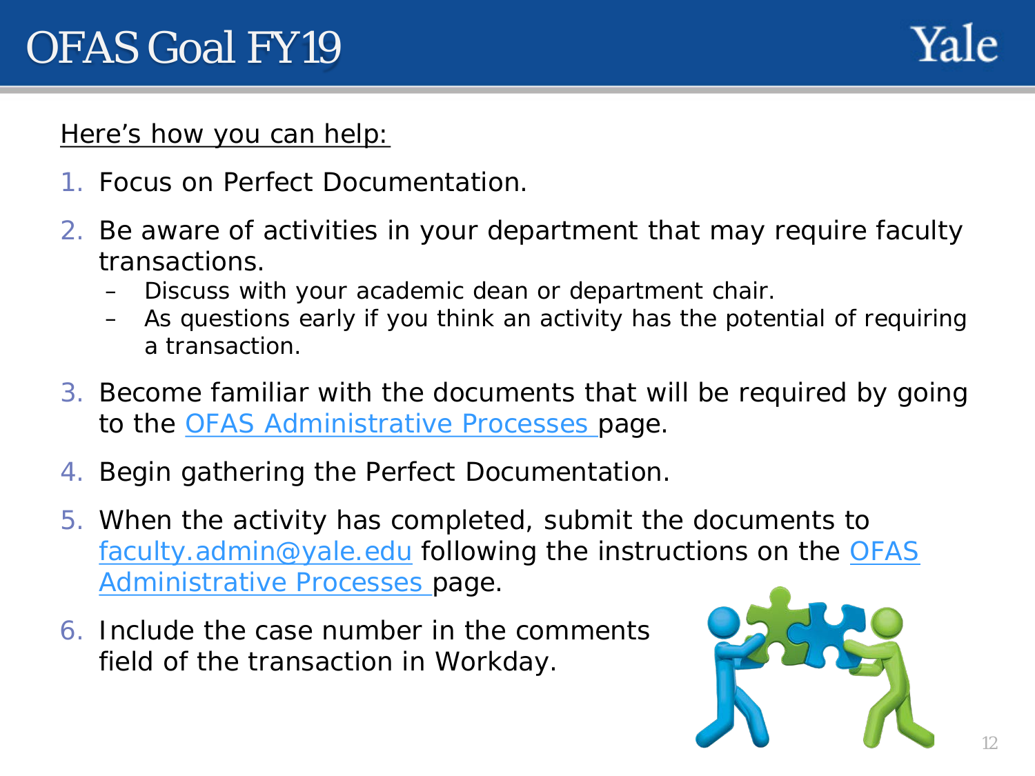# OFAS Goal FY19

Here's how you can help:

1. Focus on Perfect Documentation.
2. Be aware of activities in your department that may require faculty transactions.
   - Discuss with your academic dean or department chair.
   - As questions early if you think an activity has the potential of requiring a transaction.
3. Become familiar with the documents that will be required by going to the OFAS Administrative Processes page.
4. Begin gathering the Perfect Documentation.
5. When the activity has completed, submit the documents to faculty.admin@yale.edu following the instructions on the OFAS Administrative Processes page.
6. Include the case number in the comments field of the transaction in Workday.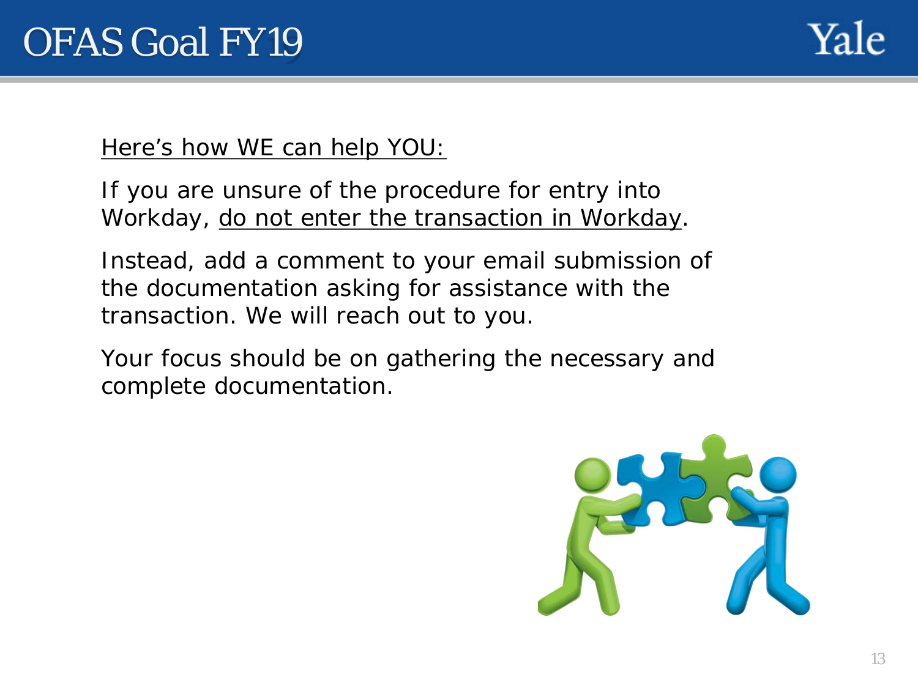# OFAS Goal FY19

Here's how WE can help YOU:

If you are unsure of the procedure for entry into Workday, do not enter the transaction in Workday.

Instead, add a comment to your email submission of the documentation asking for assistance with the transaction. We will reach out to you.

Your focus should be on gathering the necessary and complete documentation.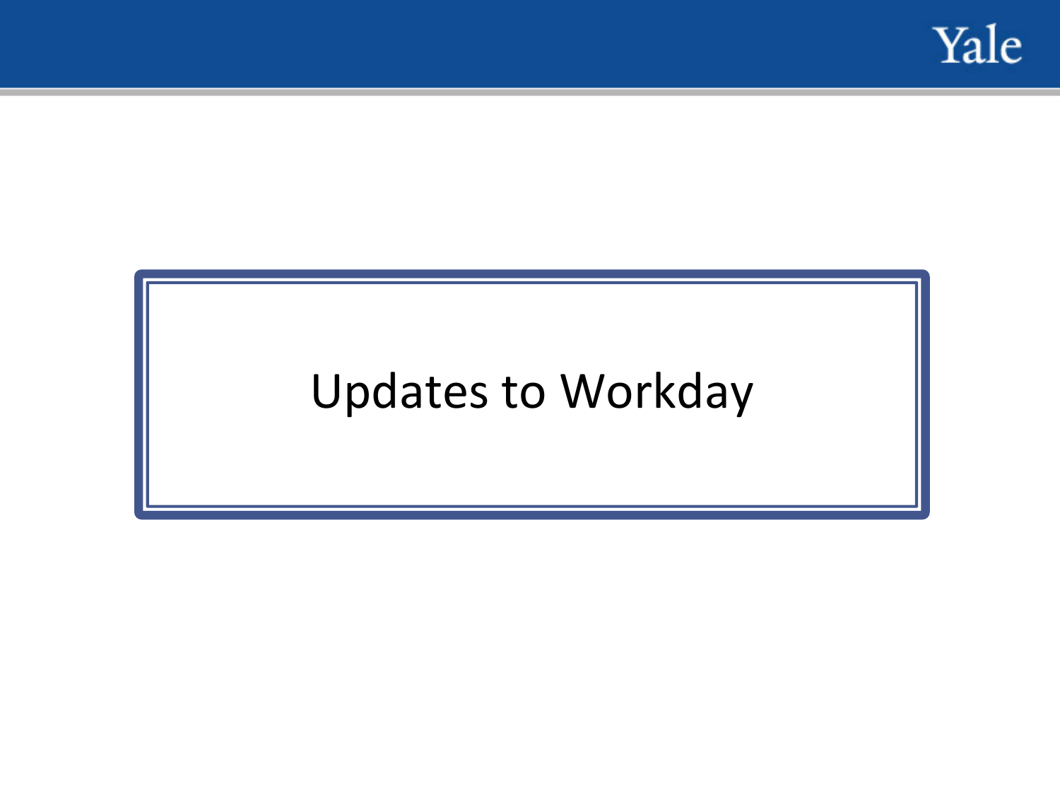# Updates to Workday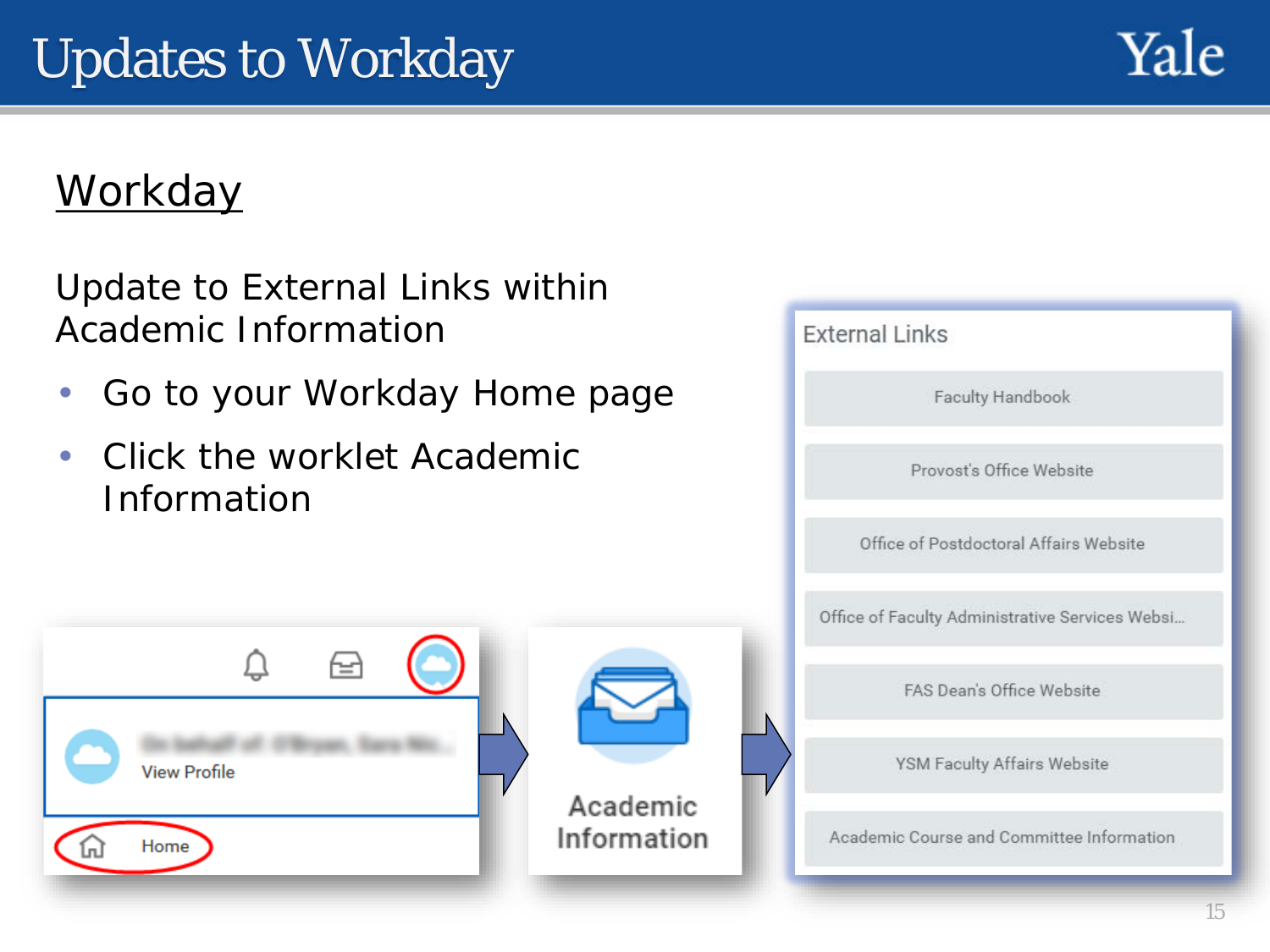# Updates to Workday

## Workday

Update to External Links within Academic Information

- Go to your Workday Home page
- Click the worklet Academic Information

View Profile

Home

Academic Information

External Links

- Faculty Handbook
- Provost's Office Website
- Office of Postdoctoral Affairs Website
- Office of Faculty Administrative Services Websi...
- FAS Dean's Office Website
- YSM Faculty Affairs Website
- Academic Course and Committee Information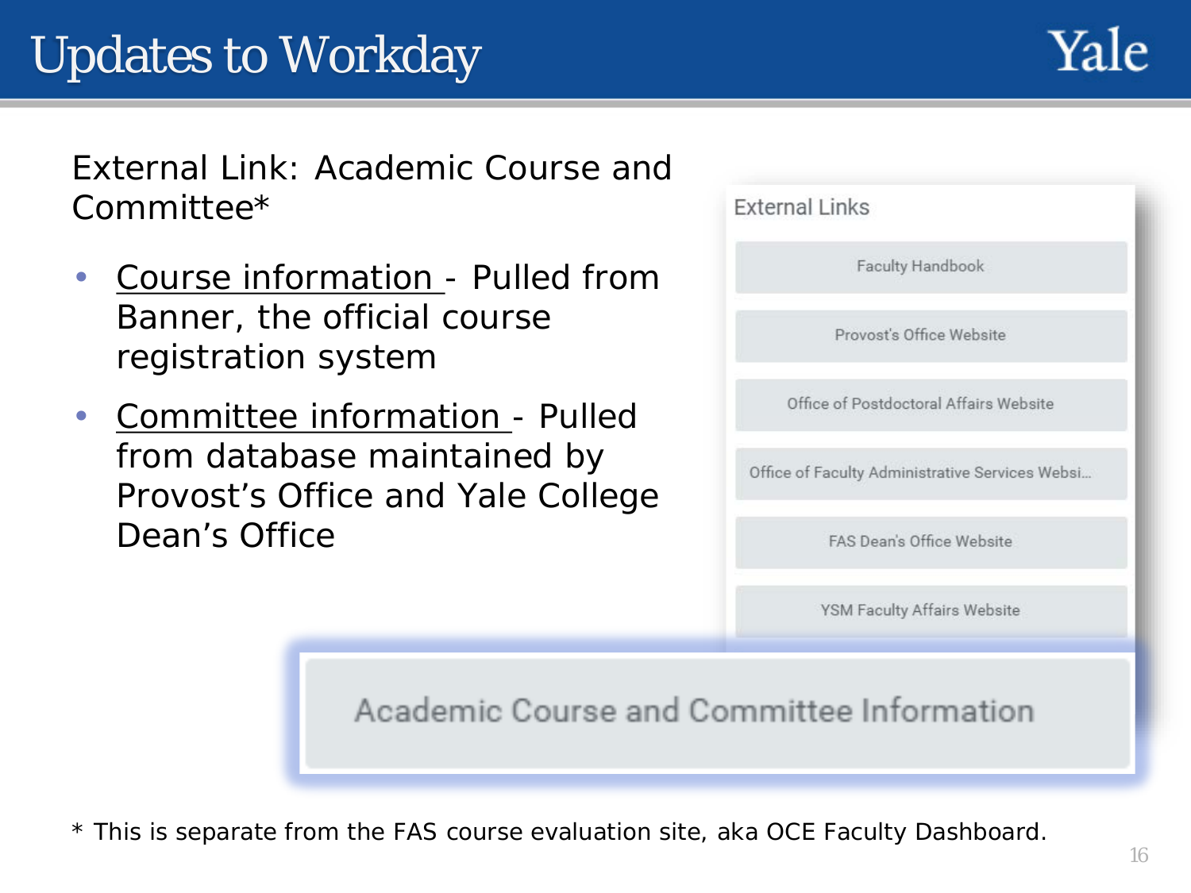# Updates to Workday

External Link: Academic Course and Committee*

- Course information - Pulled from Banner, the official course registration system
- Committee information - Pulled from database maintained by Provost's Office and Yale College Dean's Office

External Links

- Faculty Handbook
- Provost's Office Website
- Office of Postdoctoral Affairs Website
- Office of Faculty Administrative Services Websi...
- FAS Dean's Office Website
- YSM Faculty Affairs Website
- Academic Course and Committee Information

* This is separate from the FAS course evaluation site, aka OCE Faculty Dashboard.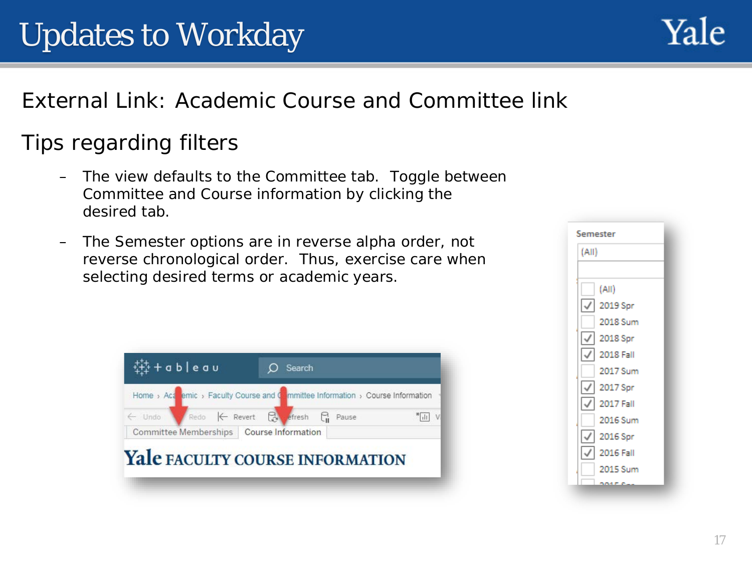# Updates to Workday

External Link: Academic Course and Committee link

## Tips regarding filters

- The view defaults to the Committee tab. Toggle between Committee and Course information by clicking the desired tab.
- The Semester options are in reverse alpha order, not reverse chronological order. Thus, exercise care when selecting desired terms or academic years.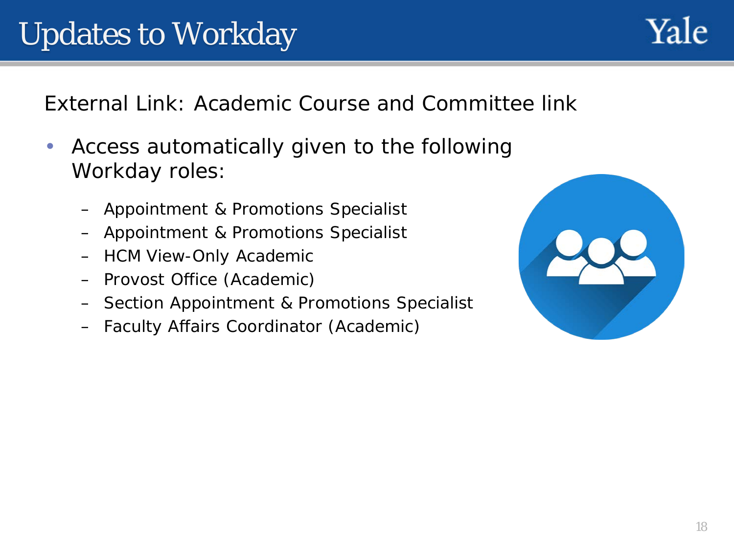# Updates to Workday

External Link: Academic Course and Committee link

- Access automatically given to the following Workday roles:
  - Appointment & Promotions Specialist
  - Appointment & Promotions Specialist
  - HCM View-Only Academic
  - Provost Office (Academic)
  - Section Appointment & Promotions Specialist
  - Faculty Affairs Coordinator (Academic)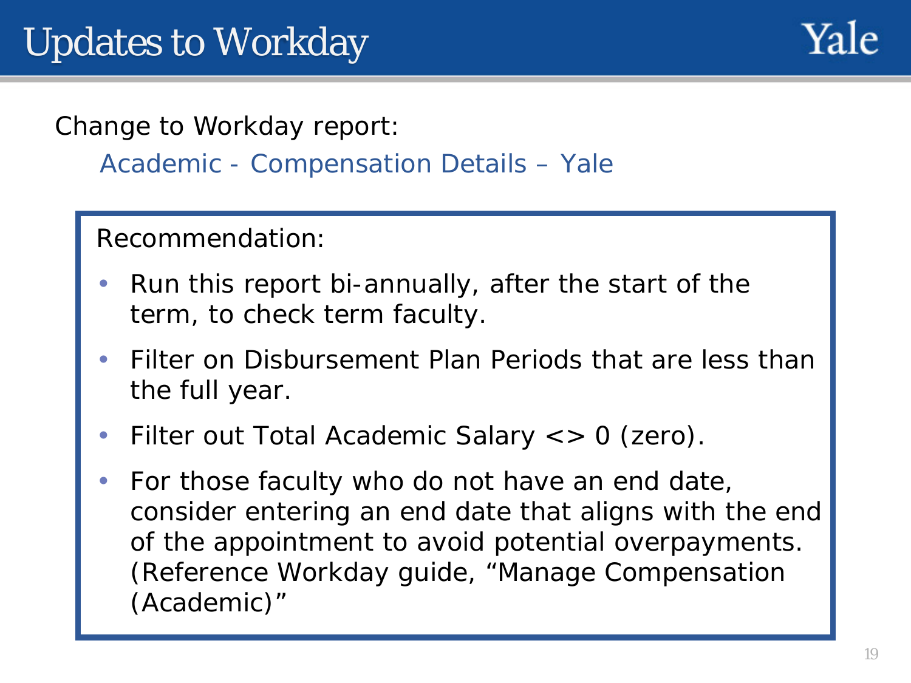# Updates to Workday

Change to Workday report:

Academic - Compensation Details – Yale

Recommendation:

- Run this report bi-annually, after the start of the term, to check term faculty.
- Filter on Disbursement Plan Periods that are less than the full year.
- Filter out Total Academic Salary <> 0 (zero).
- For those faculty who do not have an end date, consider entering an end date that aligns with the end of the appointment to avoid potential overpayments. (Reference Workday guide, "Manage Compensation (Academic)"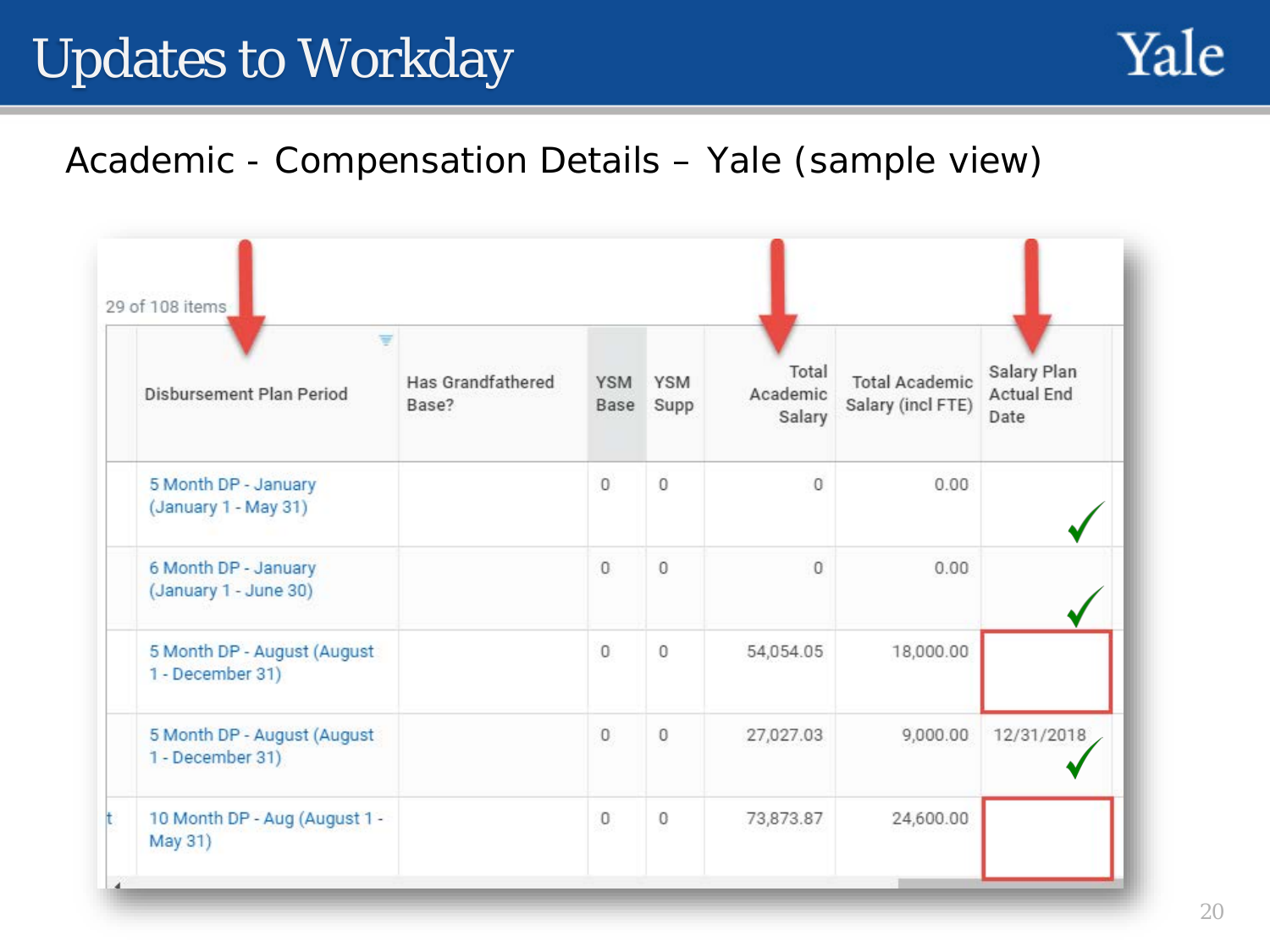# Updates to Workday

Academic - Compensation Details – Yale (sample view)

29 of 108 items

| Disbursement Plan Period | Has Grandfathered Base? | YSM Base | YSM Supp | Total Academic Salary | Total Academic Salary (incl FTE) | Salary Plan Actual End Date |
|---|---|---|---|---|---|---|
| 5 Month DP - January (January 1 - May 31) | | 0 | 0 | 0 | 0.00 | |
| 6 Month DP - January (January 1 - June 30) | | 0 | 0 | 0 | 0.00 | |
| 5 Month DP - August (August 1 - December 31) | | 0 | 0 | 54,054.05 | 18,000.00 | |
| 5 Month DP - August (August 1 - December 31) | | 0 | 0 | 27,027.03 | 9,000.00 | 12/31/2018 |
| 10 Month DP - Aug (August 1 - May 31) | | 0 | 0 | 73,873.87 | 24,600.00 | |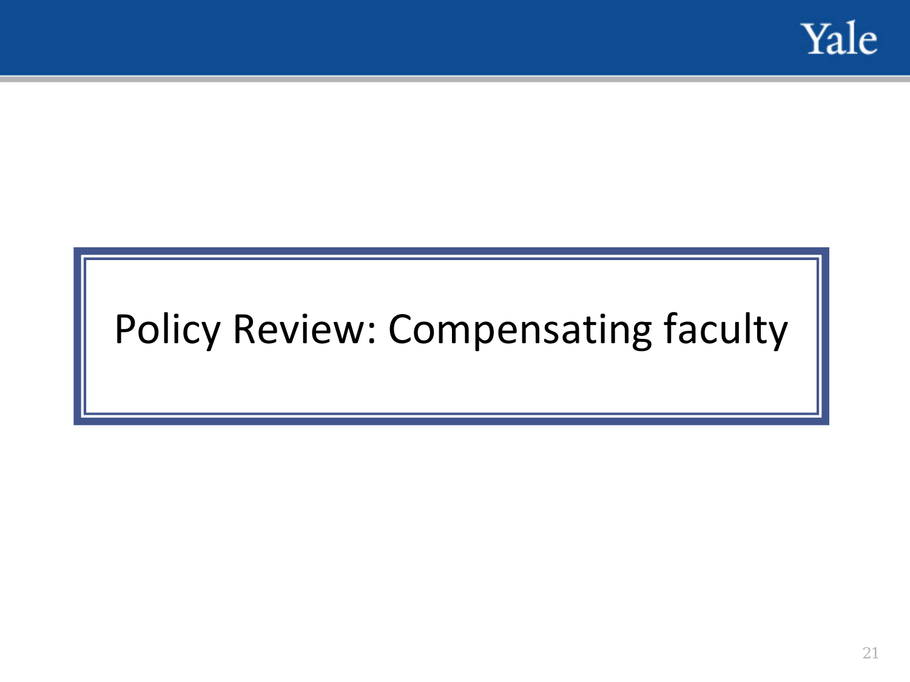# Policy Review: Compensating faculty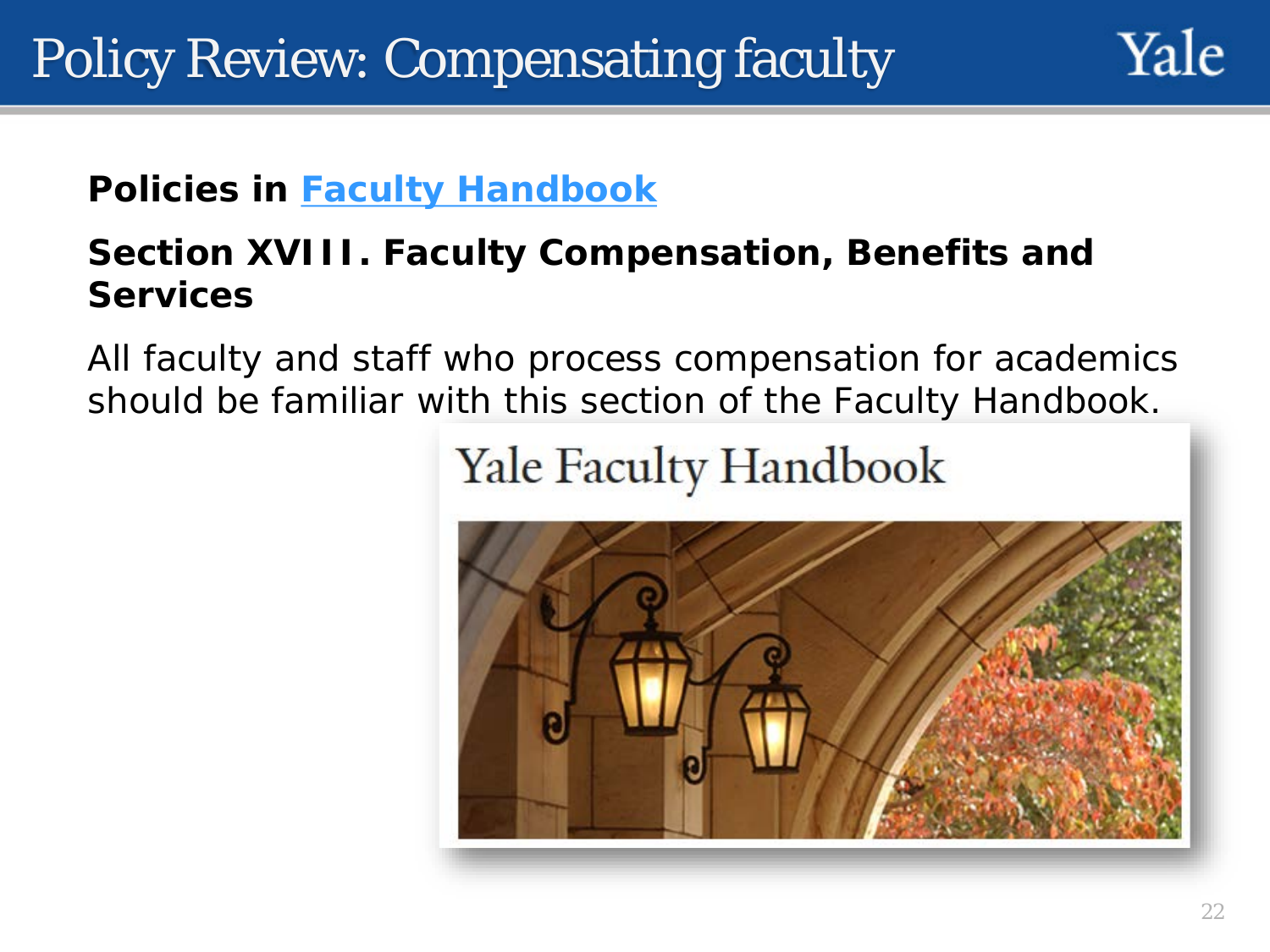# Policy Review: Compensating faculty

**Policies in [Faculty Handbook]()**

**Section XVIII. Faculty Compensation, Benefits and Services**

All faculty and staff who process compensation for academics should be familiar with this section of the Faculty Handbook.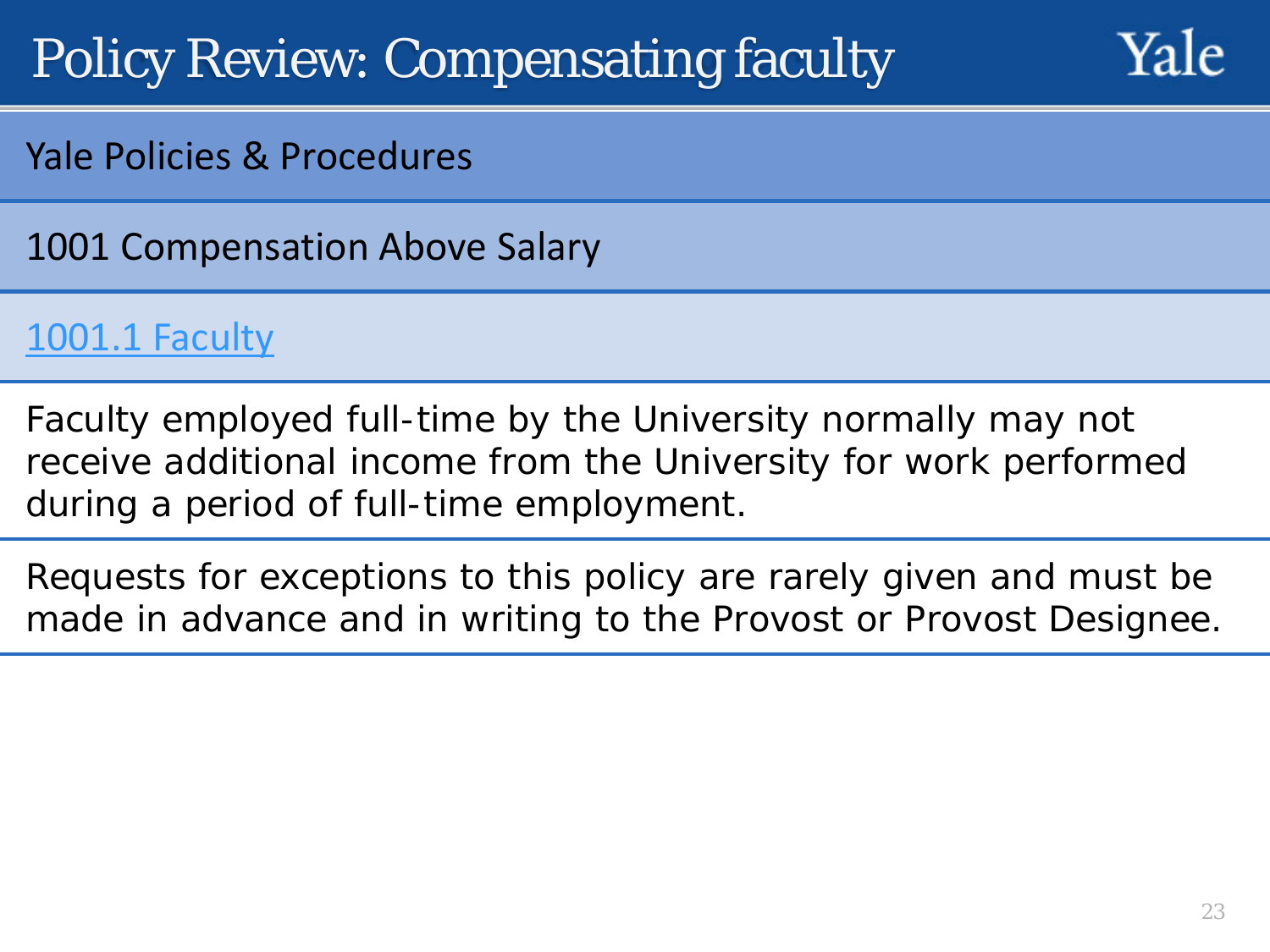# Policy Review: Compensating faculty

Yale

Yale Policies & Procedures

1001 Compensation Above Salary

1001.1 Faculty

Faculty employed full-time by the University normally may not receive additional income from the University for work performed during a period of full-time employment.

Requests for exceptions to this policy are rarely given and must be made in advance and in writing to the Provost or Provost Designee.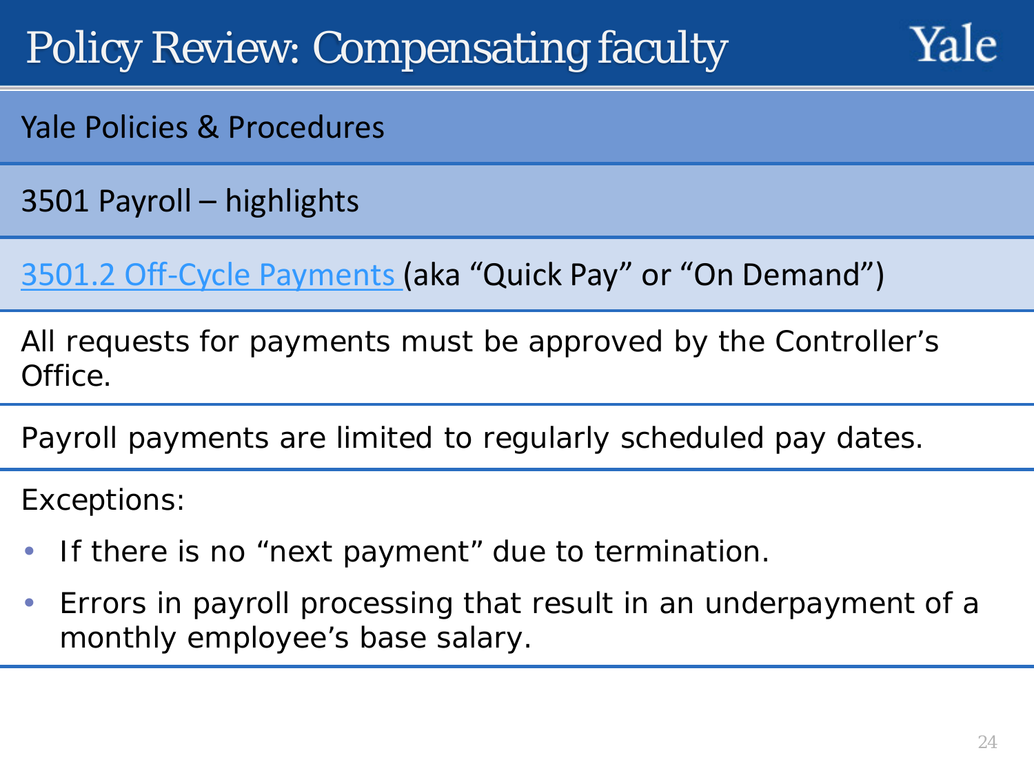# Policy Review: Compensating faculty

Yale

## Yale Policies & Procedures

### 3501 Payroll – highlights

3501.2 Off-Cycle Payments (aka "Quick Pay" or "On Demand")

All requests for payments must be approved by the Controller's Office.

Payroll payments are limited to regularly scheduled pay dates.

Exceptions:

- If there is no "next payment" due to termination.
- Errors in payroll processing that result in an underpayment of a monthly employee's base salary.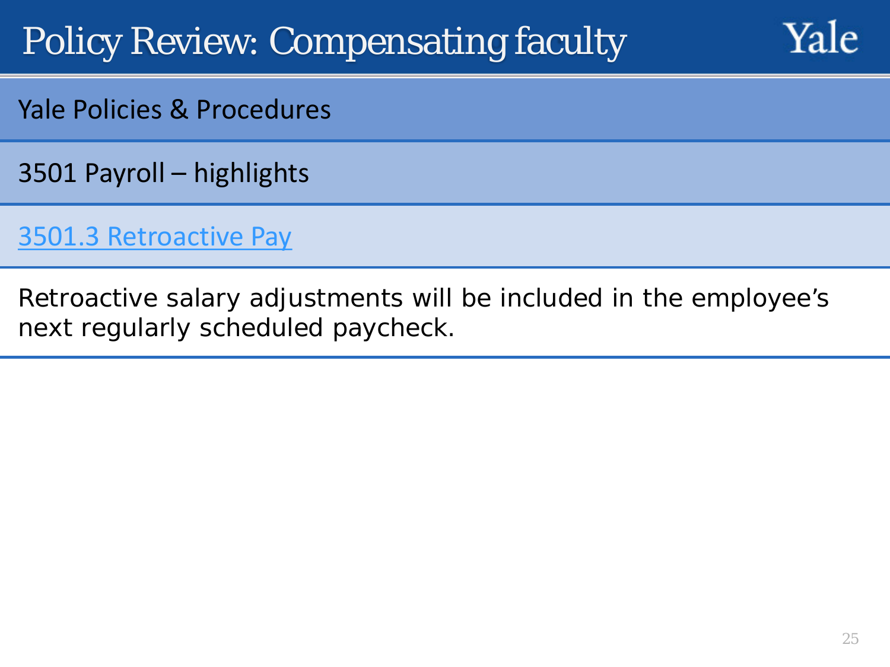# Policy Review: Compensating faculty

Yale

## Yale Policies & Procedures

### 3501 Payroll – highlights

3501.3 Retroactive Pay

Retroactive salary adjustments will be included in the employee's next regularly scheduled paycheck.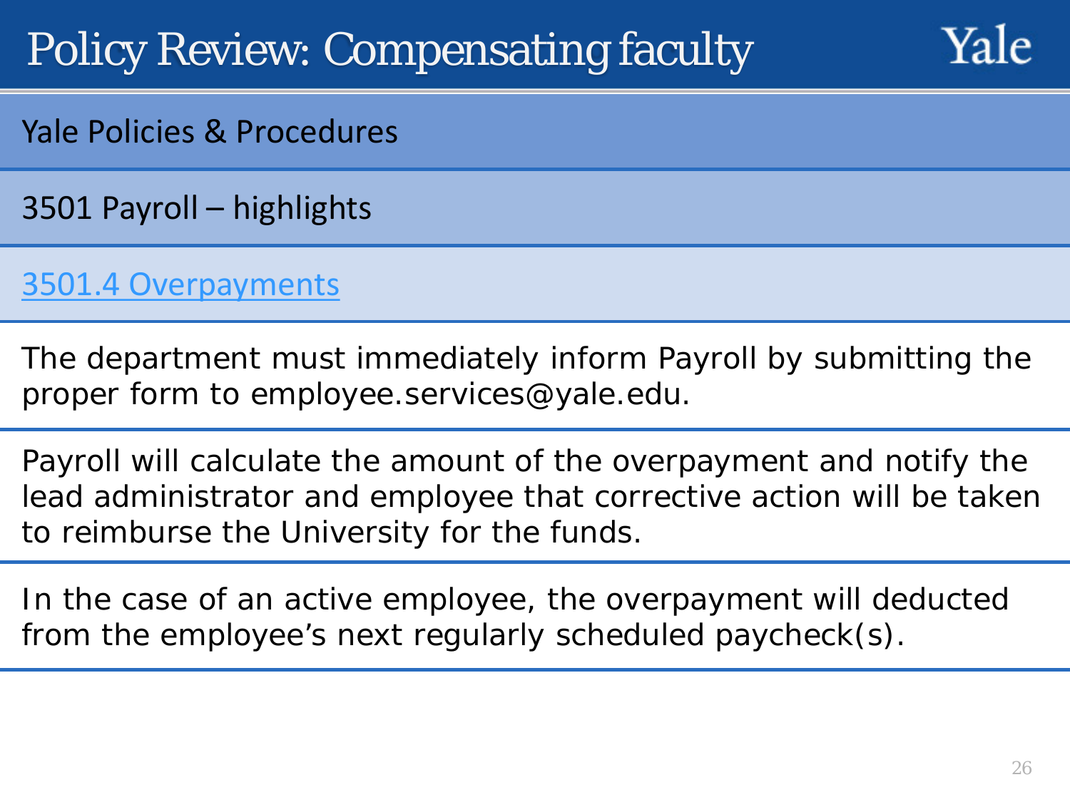# Policy Review: Compensating faculty

## Yale Policies & Procedures

### 3501 Payroll – highlights

### [3501.4 Overpayments]

The department must immediately inform Payroll by submitting the proper form to employee.services@yale.edu.

Payroll will calculate the amount of the overpayment and notify the lead administrator and employee that corrective action will be taken to reimburse the University for the funds.

In the case of an active employee, the overpayment will deducted from the employee's next regularly scheduled paycheck(s).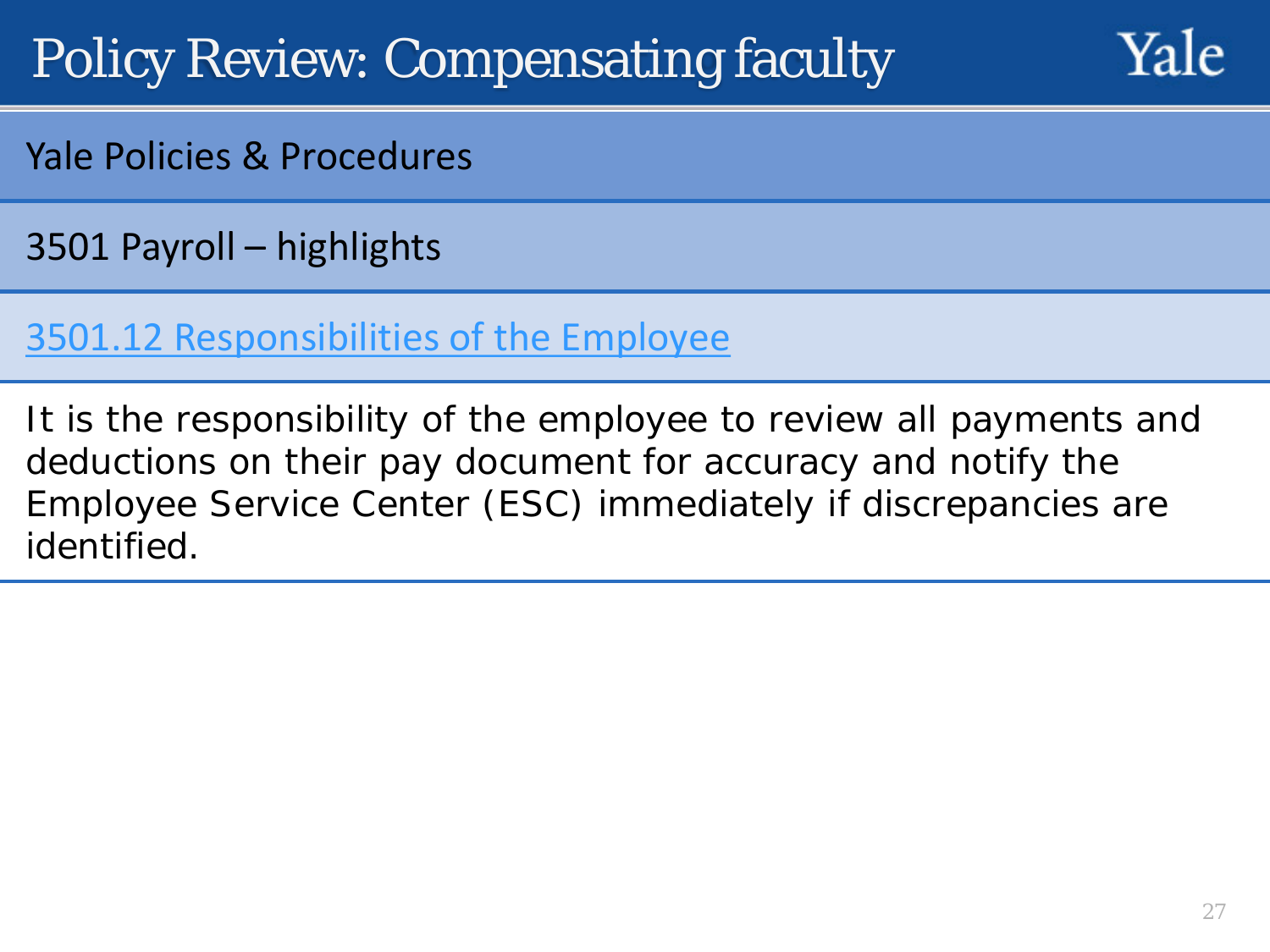# Policy Review: Compensating faculty

Yale

## Yale Policies & Procedures

### 3501 Payroll – highlights

[3501.12 Responsibilities of the Employee]

It is the responsibility of the employee to review all payments and deductions on their pay document for accuracy and notify the Employee Service Center (ESC) immediately if discrepancies are identified.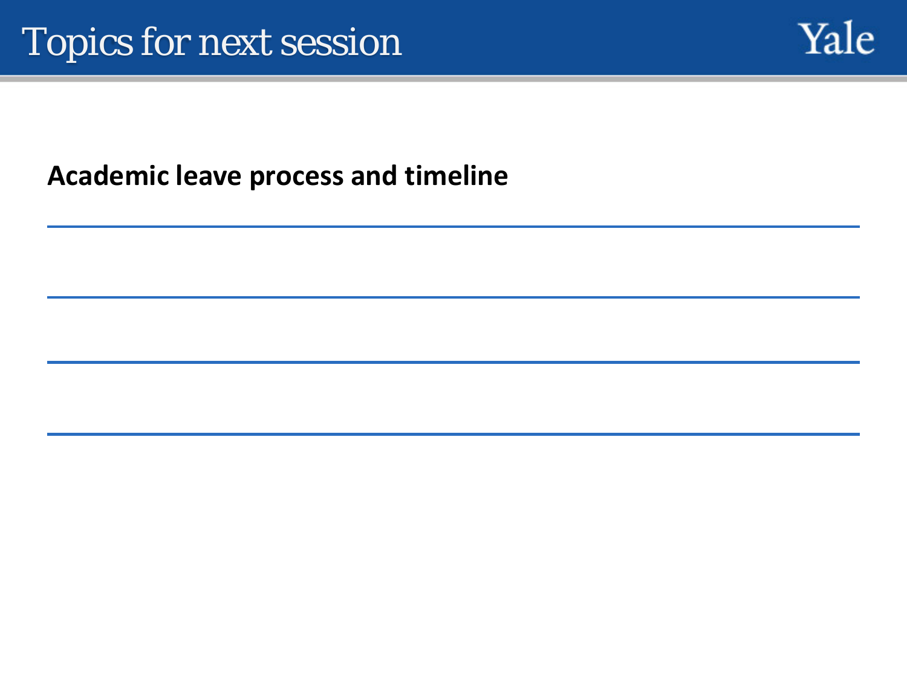# Topics for next session

**Academic leave process and timeline**